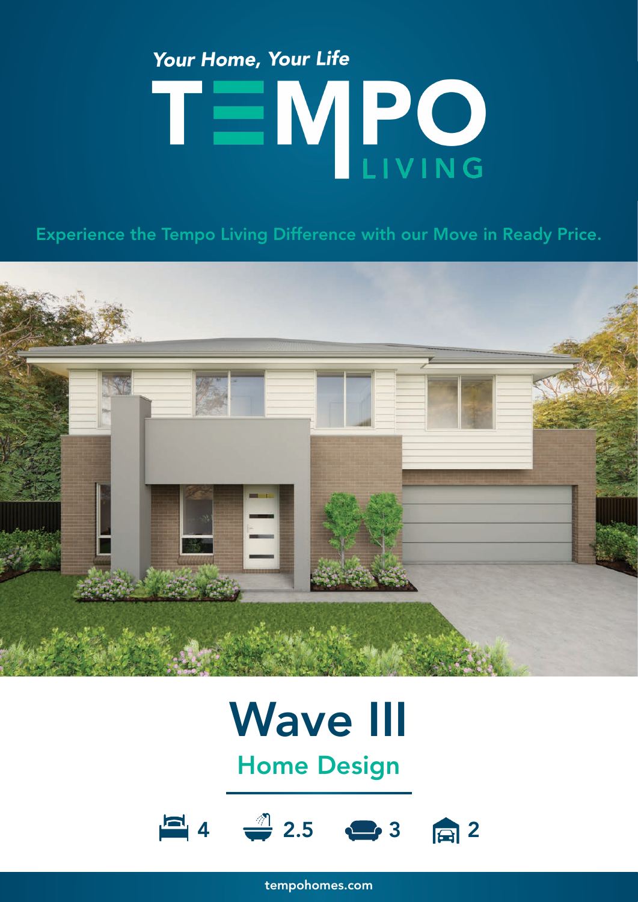*Your Home, Your Life*

# TEMPO LIVING

Experience the Tempo Living Difference with our Move in Ready Price.

# Wave III

## Home Design

4 | 2.5 | 3 | 2

tempohomes.com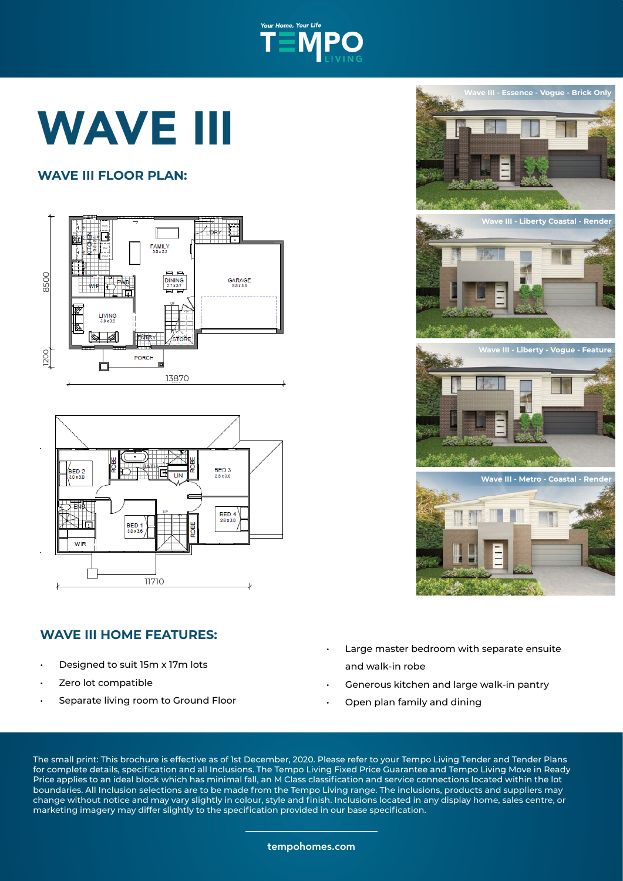Your Home, Your Life

TEMPO LIVING

# WAVE III

## WAVE III FLOOR PLAN:

8500

1200

13870

11710

KITCHEN

FAMILY 3.8 x 5.2

LDRY

WIP

PWD

DINING 2.7 x 3.7

GARAGE 5.5 x 5.5

LIVING 3.0 x 3.9

ENTRY

STORE

PORCH

BED 2 3.0 x 3.0

ROBE

BATH

LIN

ROBE

BED 3 2.6 x 3.0

ENS

BED 1 3.0 x 3.6

BED 4 2.8 x 3.0

ROBE

WIR

Wave III - Essence - Vogue - Brick Only

Wave III - Liberty Coastal - Render

Wave III - Liberty - Vogue - Feature

Wave III - Metro - Coastal - Render

## WAVE III HOME FEATURES:

- Designed to suit 15m x 17m lots
- Zero lot compatible
- Separate living room to Ground Floor
- Large master bedroom with separate ensuite and walk-in robe
- Generous kitchen and large walk-in pantry
- Open plan family and dining

The small print: This brochure is effective as of 1st December, 2020. Please refer to your Tempo Living Tender and Tender Plans for complete details, specification and all Inclusions. The Tempo Living Fixed Price Guarantee and Tempo Living Move in Ready Price applies to an ideal block which has minimal fall, an M Class classification and service connections located within the lot boundaries. All Inclusion selections are to be made from the Tempo Living range. The inclusions, products and suppliers may change without notice and may vary slightly in colour, style and finish. Inclusions located in any display home, sales centre, or marketing imagery may differ slightly to the specification provided in our base specification.

tempohomes.com